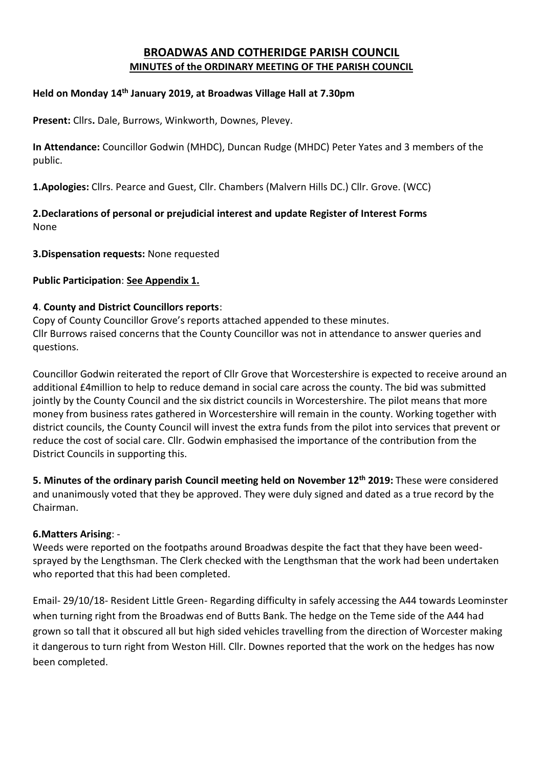# BROADWAS AND COTHERIDGE PARISH COUNCIL

## MINUTES of the ORDINARY MEETING OF THE PARISH COUNCIL

**Held on Monday 14th January 2019, at Broadwas Village Hall at 7.30pm**

**Present:** Cllrs**.** Dale, Burrows, Winkworth, Downes, Plevey.

**In Attendance:** Councillor Godwin (MHDC), Duncan Rudge (MHDC) Peter Yates and 3 members of the public.

**1.Apologies:** Cllrs. Pearce and Guest, Cllr. Chambers (Malvern Hills DC.) Cllr. Grove. (WCC)

**2.Declarations of personal or prejudicial interest and update Register of Interest Forms**
None

**3.Dispensation requests:** None requested

**Public Participation**: **See Appendix 1.**

**4**. **County and District Councillors reports**:

Copy of County Councillor Grove's reports attached appended to these minutes.
Cllr Burrows raised concerns that the County Councillor was not in attendance to answer queries and questions.

Councillor Godwin reiterated the report of Cllr Grove that Worcestershire is expected to receive around an additional £4million to help to reduce demand in social care across the county. The bid was submitted jointly by the County Council and the six district councils in Worcestershire. The pilot means that more money from business rates gathered in Worcestershire will remain in the county. Working together with district councils, the County Council will invest the extra funds from the pilot into services that prevent or reduce the cost of social care. Cllr. Godwin emphasised the importance of the contribution from the District Councils in supporting this.

**5. Minutes of the ordinary parish Council meeting held on November 12th 2019:** These were considered and unanimously voted that they be approved. They were duly signed and dated as a true record by the Chairman.

**6.Matters Arising**: -

Weeds were reported on the footpaths around Broadwas despite the fact that they have been weed-sprayed by the Lengthsman. The Clerk checked with the Lengthsman that the work had been undertaken who reported that this had been completed.

Email- 29/10/18- Resident Little Green- Regarding difficulty in safely accessing the A44 towards Leominster when turning right from the Broadwas end of Butts Bank. The hedge on the Teme side of the A44 had grown so tall that it obscured all but high sided vehicles travelling from the direction of Worcester making it dangerous to turn right from Weston Hill. Cllr. Downes reported that the work on the hedges has now been completed.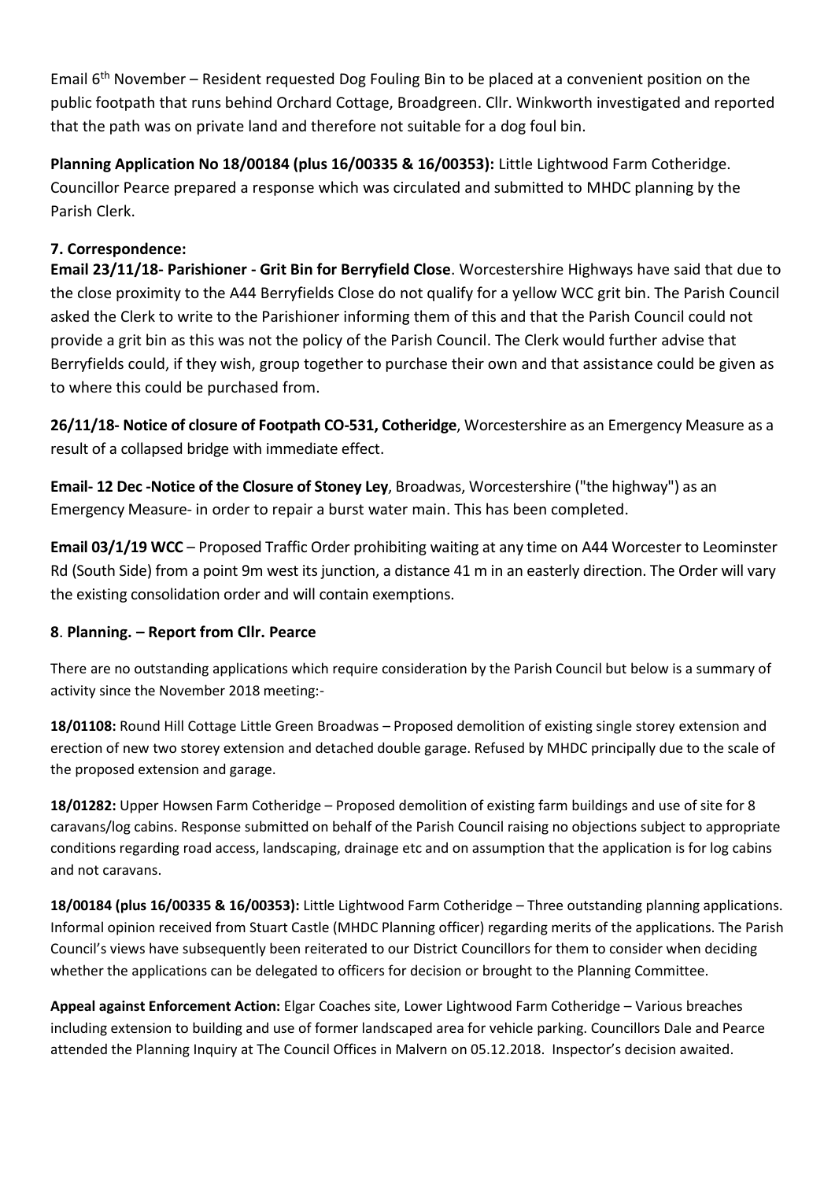Email 6th November – Resident requested Dog Fouling Bin to be placed at a convenient position on the public footpath that runs behind Orchard Cottage, Broadgreen. Cllr. Winkworth investigated and reported that the path was on private land and therefore not suitable for a dog foul bin.

**Planning Application No 18/00184 (plus 16/00335 & 16/00353):** Little Lightwood Farm Cotheridge. Councillor Pearce prepared a response which was circulated and submitted to MHDC planning by the Parish Clerk.

## 7. Correspondence:

**Email 23/11/18- Parishioner - Grit Bin for Berryfield Close**. Worcestershire Highways have said that due to the close proximity to the A44 Berryfields Close do not qualify for a yellow WCC grit bin. The Parish Council asked the Clerk to write to the Parishioner informing them of this and that the Parish Council could not provide a grit bin as this was not the policy of the Parish Council. The Clerk would further advise that Berryfields could, if they wish, group together to purchase their own and that assistance could be given as to where this could be purchased from.

**26/11/18- Notice of closure of Footpath CO-531, Cotheridge**, Worcestershire as an Emergency Measure as a result of a collapsed bridge with immediate effect.

**Email- 12 Dec -Notice of the Closure of Stoney Ley**, Broadwas, Worcestershire ("the highway") as an Emergency Measure- in order to repair a burst water main. This has been completed.

**Email 03/1/19 WCC** – Proposed Traffic Order prohibiting waiting at any time on A44 Worcester to Leominster Rd (South Side) from a point 9m west its junction, a distance 41 m in an easterly direction. The Order will vary the existing consolidation order and will contain exemptions.

## 8. Planning. – Report from Cllr. Pearce

There are no outstanding applications which require consideration by the Parish Council but below is a summary of activity since the November 2018 meeting:-

**18/01108:** Round Hill Cottage Little Green Broadwas – Proposed demolition of existing single storey extension and erection of new two storey extension and detached double garage. Refused by MHDC principally due to the scale of the proposed extension and garage.

**18/01282:** Upper Howsen Farm Cotheridge – Proposed demolition of existing farm buildings and use of site for 8 caravans/log cabins. Response submitted on behalf of the Parish Council raising no objections subject to appropriate conditions regarding road access, landscaping, drainage etc and on assumption that the application is for log cabins and not caravans.

**18/00184 (plus 16/00335 & 16/00353):** Little Lightwood Farm Cotheridge – Three outstanding planning applications. Informal opinion received from Stuart Castle (MHDC Planning officer) regarding merits of the applications. The Parish Council's views have subsequently been reiterated to our District Councillors for them to consider when deciding whether the applications can be delegated to officers for decision or brought to the Planning Committee.

**Appeal against Enforcement Action:** Elgar Coaches site, Lower Lightwood Farm Cotheridge – Various breaches including extension to building and use of former landscaped area for vehicle parking. Councillors Dale and Pearce attended the Planning Inquiry at The Council Offices in Malvern on 05.12.2018. Inspector's decision awaited.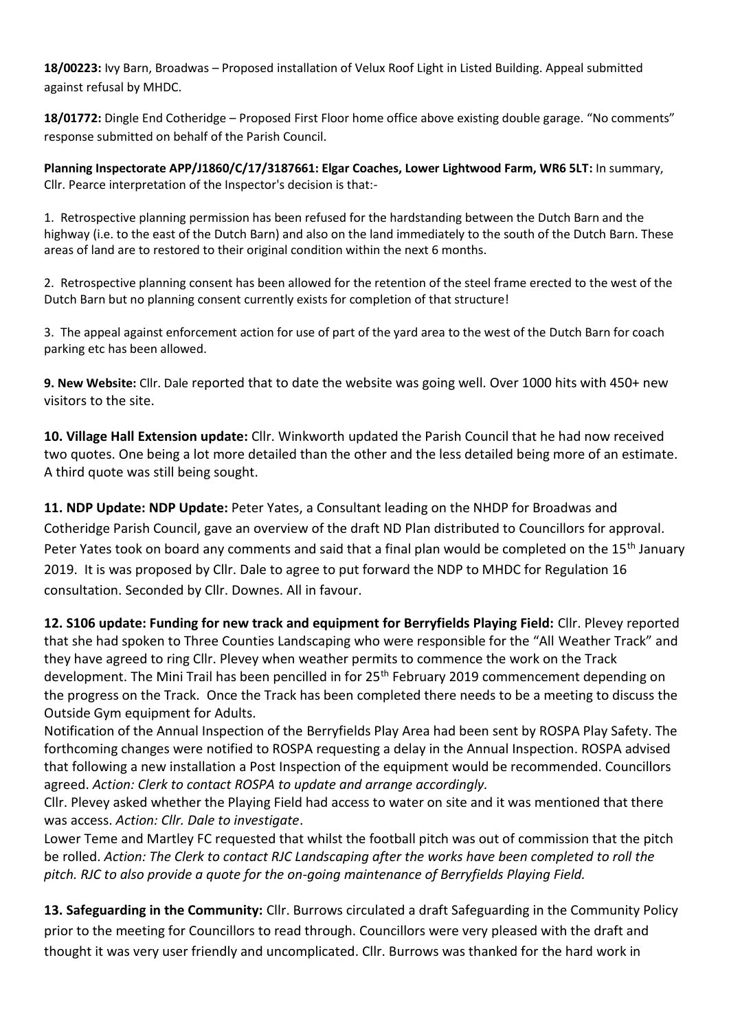**18/00223:** Ivy Barn, Broadwas – Proposed installation of Velux Roof Light in Listed Building. Appeal submitted against refusal by MHDC.

**18/01772:** Dingle End Cotheridge – Proposed First Floor home office above existing double garage. "No comments" response submitted on behalf of the Parish Council.

**Planning Inspectorate APP/J1860/C/17/3187661: Elgar Coaches, Lower Lightwood Farm, WR6 5LT:** In summary, Cllr. Pearce interpretation of the Inspector's decision is that:-

1. Retrospective planning permission has been refused for the hardstanding between the Dutch Barn and the highway (i.e. to the east of the Dutch Barn) and also on the land immediately to the south of the Dutch Barn. These areas of land are to restored to their original condition within the next 6 months.

2. Retrospective planning consent has been allowed for the retention of the steel frame erected to the west of the Dutch Barn but no planning consent currently exists for completion of that structure!

3. The appeal against enforcement action for use of part of the yard area to the west of the Dutch Barn for coach parking etc has been allowed.

**9. New Website:** Cllr. Dale reported that to date the website was going well. Over 1000 hits with 450+ new visitors to the site.

**10. Village Hall Extension update:** Cllr. Winkworth updated the Parish Council that he had now received two quotes. One being a lot more detailed than the other and the less detailed being more of an estimate. A third quote was still being sought.

**11. NDP Update: NDP Update:** Peter Yates, a Consultant leading on the NHDP for Broadwas and Cotheridge Parish Council, gave an overview of the draft ND Plan distributed to Councillors for approval. Peter Yates took on board any comments and said that a final plan would be completed on the 15th January 2019. It is was proposed by Cllr. Dale to agree to put forward the NDP to MHDC for Regulation 16 consultation. Seconded by Cllr. Downes. All in favour.

**12. S106 update: Funding for new track and equipment for Berryfields Playing Field:** Cllr. Plevey reported that she had spoken to Three Counties Landscaping who were responsible for the "All Weather Track" and they have agreed to ring Cllr. Plevey when weather permits to commence the work on the Track development. The Mini Trail has been pencilled in for 25th February 2019 commencement depending on the progress on the Track. Once the Track has been completed there needs to be a meeting to discuss the Outside Gym equipment for Adults.

Notification of the Annual Inspection of the Berryfields Play Area had been sent by ROSPA Play Safety. The forthcoming changes were notified to ROSPA requesting a delay in the Annual Inspection. ROSPA advised that following a new installation a Post Inspection of the equipment would be recommended. Councillors agreed. *Action: Clerk to contact ROSPA to update and arrange accordingly.*

Cllr. Plevey asked whether the Playing Field had access to water on site and it was mentioned that there was access. *Action: Cllr. Dale to investigate*.

Lower Teme and Martley FC requested that whilst the football pitch was out of commission that the pitch be rolled. *Action: The Clerk to contact RJC Landscaping after the works have been completed to roll the pitch. RJC to also provide a quote for the on-going maintenance of Berryfields Playing Field.*

**13. Safeguarding in the Community:** Cllr. Burrows circulated a draft Safeguarding in the Community Policy prior to the meeting for Councillors to read through. Councillors were very pleased with the draft and thought it was very user friendly and uncomplicated. Cllr. Burrows was thanked for the hard work in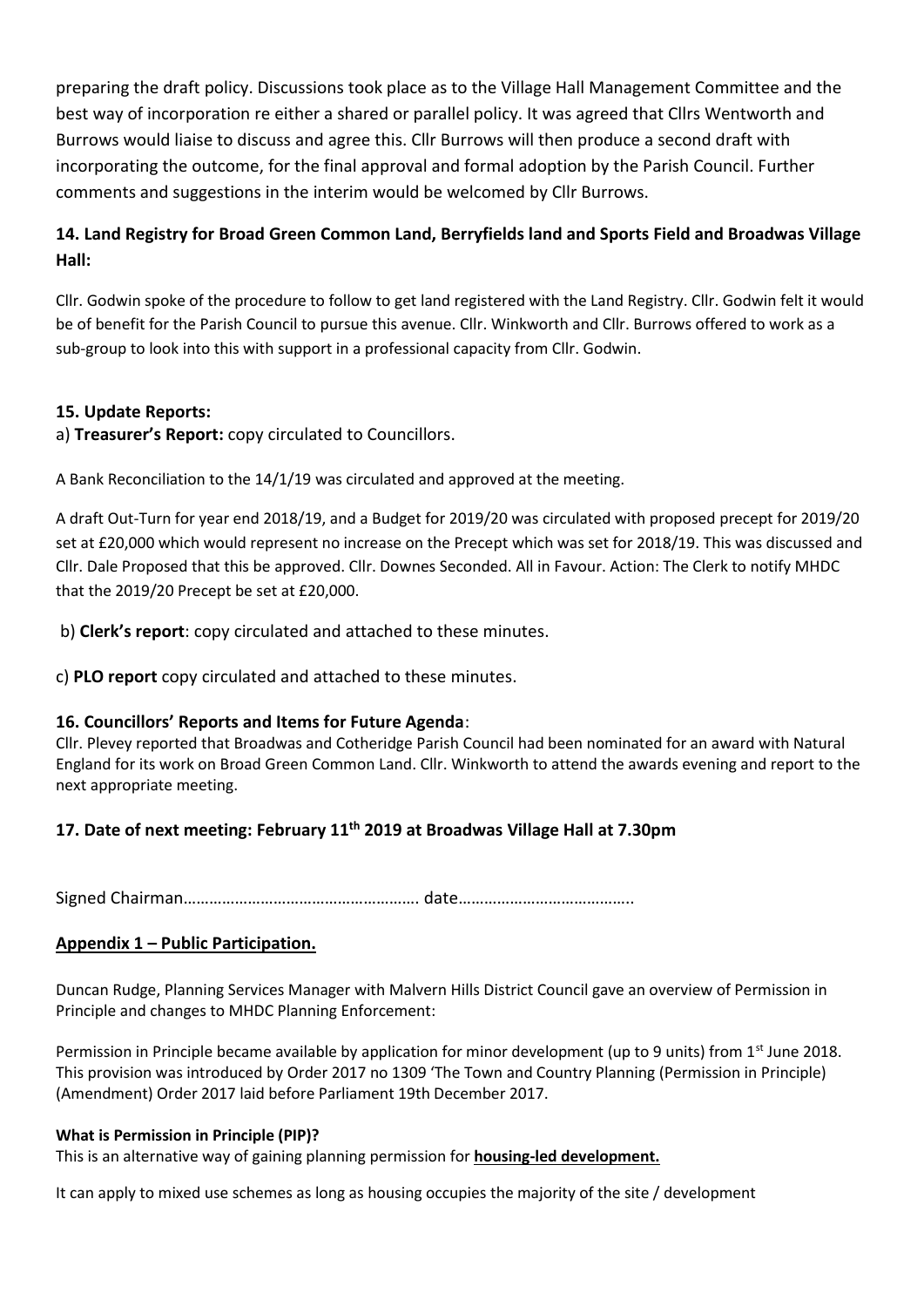preparing the draft policy. Discussions took place as to the Village Hall Management Committee and the best way of incorporation re either a shared or parallel policy. It was agreed that Cllrs Wentworth and Burrows would liaise to discuss and agree this. Cllr Burrows will then produce a second draft with incorporating the outcome, for the final approval and formal adoption by the Parish Council. Further comments and suggestions in the interim would be welcomed by Cllr Burrows.

### 14. Land Registry for Broad Green Common Land, Berryfields land and Sports Field and Broadwas Village Hall:

Cllr. Godwin spoke of the procedure to follow to get land registered with the Land Registry. Cllr. Godwin felt it would be of benefit for the Parish Council to pursue this avenue. Cllr. Winkworth and Cllr. Burrows offered to work as a sub-group to look into this with support in a professional capacity from Cllr. Godwin.

### 15. Update Reports:

a) **Treasurer's Report:** copy circulated to Councillors.

A Bank Reconciliation to the 14/1/19 was circulated and approved at the meeting.

A draft Out-Turn for year end 2018/19, and a Budget for 2019/20 was circulated with proposed precept for 2019/20 set at £20,000 which would represent no increase on the Precept which was set for 2018/19. This was discussed and Cllr. Dale Proposed that this be approved. Cllr. Downes Seconded. All in Favour. Action: The Clerk to notify MHDC that the 2019/20 Precept be set at £20,000.

b) **Clerk's report**: copy circulated and attached to these minutes.

c) **PLO report** copy circulated and attached to these minutes.

### 16. Councillors' Reports and Items for Future Agenda:

Cllr. Plevey reported that Broadwas and Cotheridge Parish Council had been nominated for an award with Natural England for its work on Broad Green Common Land. Cllr. Winkworth to attend the awards evening and report to the next appropriate meeting.

### 17. Date of next meeting: February 11th 2019 at Broadwas Village Hall at 7.30pm

Signed Chairman………………………………………………. date…………………………………..

### Appendix 1 – Public Participation.

Duncan Rudge, Planning Services Manager with Malvern Hills District Council gave an overview of Permission in Principle and changes to MHDC Planning Enforcement:

Permission in Principle became available by application for minor development (up to 9 units) from 1st June 2018. This provision was introduced by Order 2017 no 1309 'The Town and Country Planning (Permission in Principle) (Amendment) Order 2017 laid before Parliament 19th December 2017.

**What is Permission in Principle (PIP)?**

This is an alternative way of gaining planning permission for **housing-led development.**

It can apply to mixed use schemes as long as housing occupies the majority of the site / development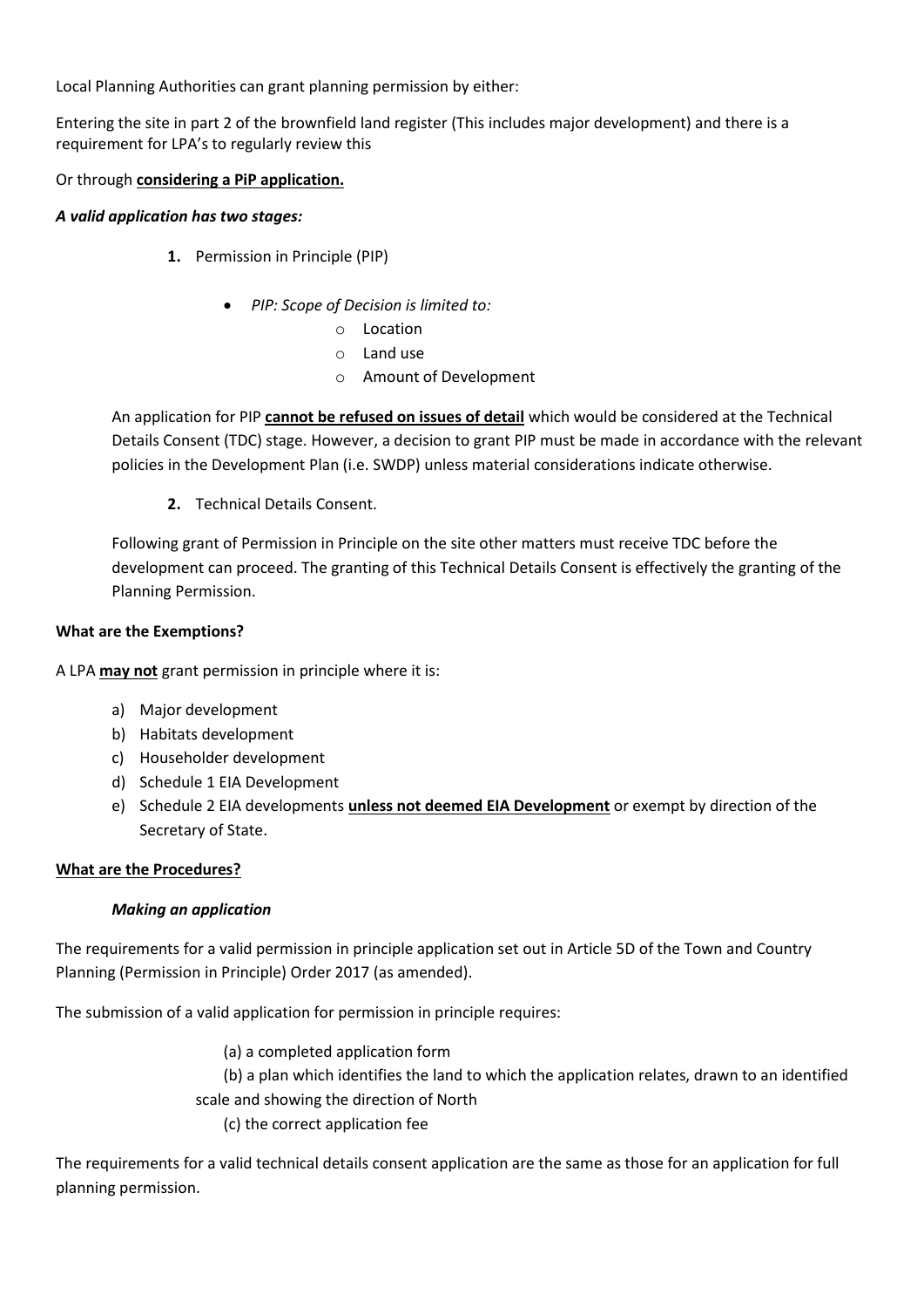Local Planning Authorities can grant planning permission by either:

Entering the site in part 2 of the brownfield land register (This includes major development) and there is a requirement for LPA's to regularly review this

Or through **considering a PiP application.**

***A valid application has two stages:***

1. Permission in Principle (PIP)

   - *PIP: Scope of Decision is limited to:*
     - Location
     - Land use
     - Amount of Development

   An application for PIP **cannot be refused on issues of detail** which would be considered at the Technical Details Consent (TDC) stage. However, a decision to grant PIP must be made in accordance with the relevant policies in the Development Plan (i.e. SWDP) unless material considerations indicate otherwise.

2. Technical Details Consent.

   Following grant of Permission in Principle on the site other matters must receive TDC before the development can proceed. The granting of this Technical Details Consent is effectively the granting of the Planning Permission.

**What are the Exemptions?**

A LPA **may not** grant permission in principle where it is:

a) Major development
b) Habitats development
c) Householder development
d) Schedule 1 EIA Development
e) Schedule 2 EIA developments **unless not deemed EIA Development** or exempt by direction of the Secretary of State.

**What are the Procedures?**

***Making an application***

The requirements for a valid permission in principle application set out in Article 5D of the Town and Country Planning (Permission in Principle) Order 2017 (as amended).

The submission of a valid application for permission in principle requires:

(a) a completed application form
(b) a plan which identifies the land to which the application relates, drawn to an identified scale and showing the direction of North
(c) the correct application fee

The requirements for a valid technical details consent application are the same as those for an application for full planning permission.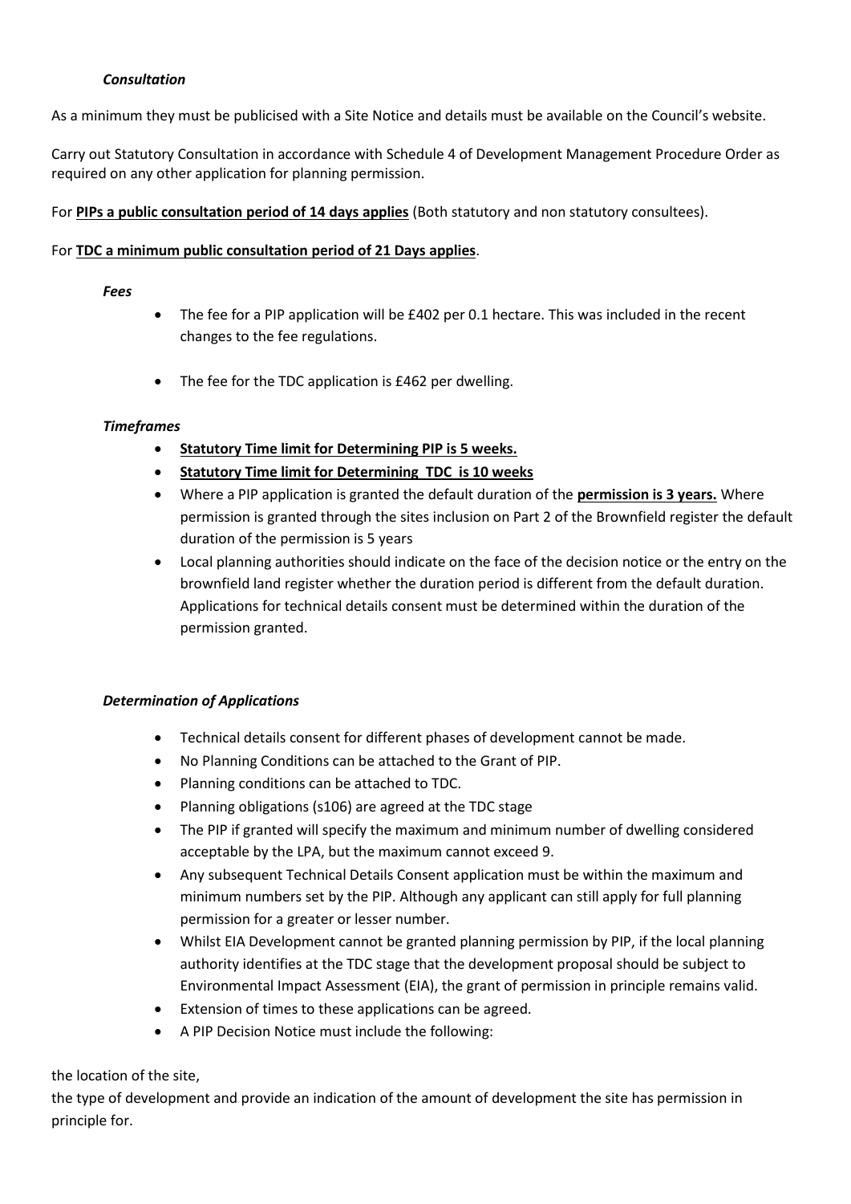***Consultation***

As a minimum they must be publicised with a Site Notice and details must be available on the Council's website.

Carry out Statutory Consultation in accordance with Schedule 4 of Development Management Procedure Order as required on any other application for planning permission.

For **PIPs a public consultation period of 14 days applies** (Both statutory and non statutory consultees).

For **TDC a minimum public consultation period of 21 Days applies**.

***Fees***

- The fee for a PIP application will be £402 per 0.1 hectare. This was included in the recent changes to the fee regulations.
- The fee for the TDC application is £462 per dwelling.

***Timeframes***

- **Statutory Time limit for Determining PIP is 5 weeks.**
- **Statutory Time limit for Determining TDC is 10 weeks**
- Where a PIP application is granted the default duration of the **permission is 3 years.** Where permission is granted through the sites inclusion on Part 2 of the Brownfield register the default duration of the permission is 5 years
- Local planning authorities should indicate on the face of the decision notice or the entry on the brownfield land register whether the duration period is different from the default duration. Applications for technical details consent must be determined within the duration of the permission granted.

***Determination of Applications***

- Technical details consent for different phases of development cannot be made.
- No Planning Conditions can be attached to the Grant of PIP.
- Planning conditions can be attached to TDC.
- Planning obligations (s106) are agreed at the TDC stage
- The PIP if granted will specify the maximum and minimum number of dwelling considered acceptable by the LPA, but the maximum cannot exceed 9.
- Any subsequent Technical Details Consent application must be within the maximum and minimum numbers set by the PIP. Although any applicant can still apply for full planning permission for a greater or lesser number.
- Whilst EIA Development cannot be granted planning permission by PIP, if the local planning authority identifies at the TDC stage that the development proposal should be subject to Environmental Impact Assessment (EIA), the grant of permission in principle remains valid.
- Extension of times to these applications can be agreed.
- A PIP Decision Notice must include the following:

the location of the site,

the type of development and provide an indication of the amount of development the site has permission in principle for.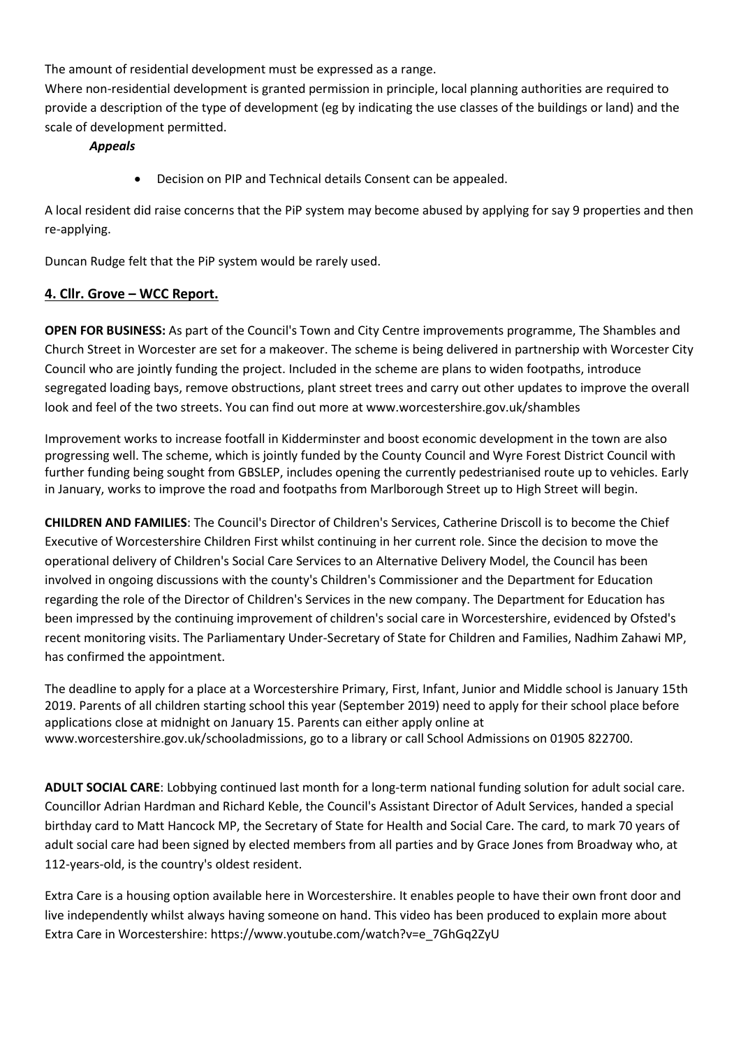The amount of residential development must be expressed as a range.
Where non-residential development is granted permission in principle, local planning authorities are required to provide a description of the type of development (eg by indicating the use classes of the buildings or land) and the scale of development permitted.

***Appeals***

- Decision on PIP and Technical details Consent can be appealed.

A local resident did raise concerns that the PiP system may become abused by applying for say 9 properties and then re-applying.

Duncan Rudge felt that the PiP system would be rarely used.

## 4. Cllr. Grove – WCC Report.

**OPEN FOR BUSINESS:** As part of the Council's Town and City Centre improvements programme, The Shambles and Church Street in Worcester are set for a makeover. The scheme is being delivered in partnership with Worcester City Council who are jointly funding the project. Included in the scheme are plans to widen footpaths, introduce segregated loading bays, remove obstructions, plant street trees and carry out other updates to improve the overall look and feel of the two streets. You can find out more at www.worcestershire.gov.uk/shambles

Improvement works to increase footfall in Kidderminster and boost economic development in the town are also progressing well. The scheme, which is jointly funded by the County Council and Wyre Forest District Council with further funding being sought from GBSLEP, includes opening the currently pedestrianised route up to vehicles. Early in January, works to improve the road and footpaths from Marlborough Street up to High Street will begin.

**CHILDREN AND FAMILIES**: The Council's Director of Children's Services, Catherine Driscoll is to become the Chief Executive of Worcestershire Children First whilst continuing in her current role. Since the decision to move the operational delivery of Children's Social Care Services to an Alternative Delivery Model, the Council has been involved in ongoing discussions with the county's Children's Commissioner and the Department for Education regarding the role of the Director of Children's Services in the new company. The Department for Education has been impressed by the continuing improvement of children's social care in Worcestershire, evidenced by Ofsted's recent monitoring visits. The Parliamentary Under-Secretary of State for Children and Families, Nadhim Zahawi MP, has confirmed the appointment.

The deadline to apply for a place at a Worcestershire Primary, First, Infant, Junior and Middle school is January 15th 2019. Parents of all children starting school this year (September 2019) need to apply for their school place before applications close at midnight on January 15. Parents can either apply online at www.worcestershire.gov.uk/schooladmissions, go to a library or call School Admissions on 01905 822700.

**ADULT SOCIAL CARE**: Lobbying continued last month for a long-term national funding solution for adult social care. Councillor Adrian Hardman and Richard Keble, the Council's Assistant Director of Adult Services, handed a special birthday card to Matt Hancock MP, the Secretary of State for Health and Social Care. The card, to mark 70 years of adult social care had been signed by elected members from all parties and by Grace Jones from Broadway who, at 112-years-old, is the country's oldest resident.

Extra Care is a housing option available here in Worcestershire. It enables people to have their own front door and live independently whilst always having someone on hand. This video has been produced to explain more about Extra Care in Worcestershire: https://www.youtube.com/watch?v=e_7GhGq2ZyU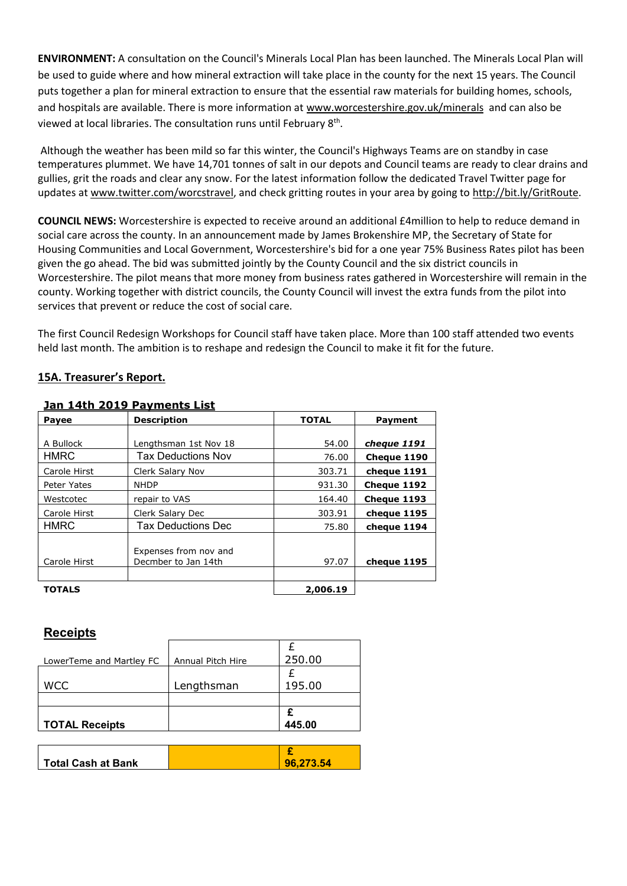**ENVIRONMENT:** A consultation on the Council's Minerals Local Plan has been launched. The Minerals Local Plan will be used to guide where and how mineral extraction will take place in the county for the next 15 years. The Council puts together a plan for mineral extraction to ensure that the essential raw materials for building homes, schools, and hospitals are available. There is more information at www.worcestershire.gov.uk/minerals and can also be viewed at local libraries. The consultation runs until February 8th.

Although the weather has been mild so far this winter, the Council's Highways Teams are on standby in case temperatures plummet. We have 14,701 tonnes of salt in our depots and Council teams are ready to clear drains and gullies, grit the roads and clear any snow. For the latest information follow the dedicated Travel Twitter page for updates at www.twitter.com/worcstravel, and check gritting routes in your area by going to http://bit.ly/GritRoute.

**COUNCIL NEWS:** Worcestershire is expected to receive around an additional £4million to help to reduce demand in social care across the county. In an announcement made by James Brokenshire MP, the Secretary of State for Housing Communities and Local Government, Worcestershire's bid for a one year 75% Business Rates pilot has been given the go ahead. The bid was submitted jointly by the County Council and the six district councils in Worcestershire. The pilot means that more money from business rates gathered in Worcestershire will remain in the county. Working together with district councils, the County Council will invest the extra funds from the pilot into services that prevent or reduce the cost of social care.

The first Council Redesign Workshops for Council staff have taken place. More than 100 staff attended two events held last month. The ambition is to reshape and redesign the Council to make it fit for the future.

## 15A. Treasurer's Report.

**Jan 14th 2019 Payments List**

| Payee | Description | TOTAL | Payment |
|---|---|---|---|
| A Bullock | Lengthsman 1st Nov 18 | 54.00 | *cheque 1191* |
| HMRC | Tax Deductions Nov | 76.00 | Cheque 1190 |
| Carole Hirst | Clerk Salary Nov | 303.71 | cheque 1191 |
| Peter Yates | NHDP | 931.30 | Cheque 1192 |
| Westcotec | repair to VAS | 164.40 | Cheque 1193 |
| Carole Hirst | Clerk Salary Dec | 303.91 | cheque 1195 |
| HMRC | Tax Deductions Dec | 75.80 | cheque 1194 |
| Carole Hirst | Expenses from nov and Decmber to Jan 14th | 97.07 | cheque 1195 |
| | | | |
| **TOTALS** | | **2,006.19** | |

## Receipts

| | | |
|---|---|---|
| LowerTeme and Martley FC | Annual Pitch Hire | £ 250.00 |
| WCC | Lengthsman | £ 195.00 |
| | | |
| **TOTAL Receipts** | | **£ 445.00** |

| | | |
|---|---|---|
| **Total Cash at Bank** | | **£ 96,273.54** |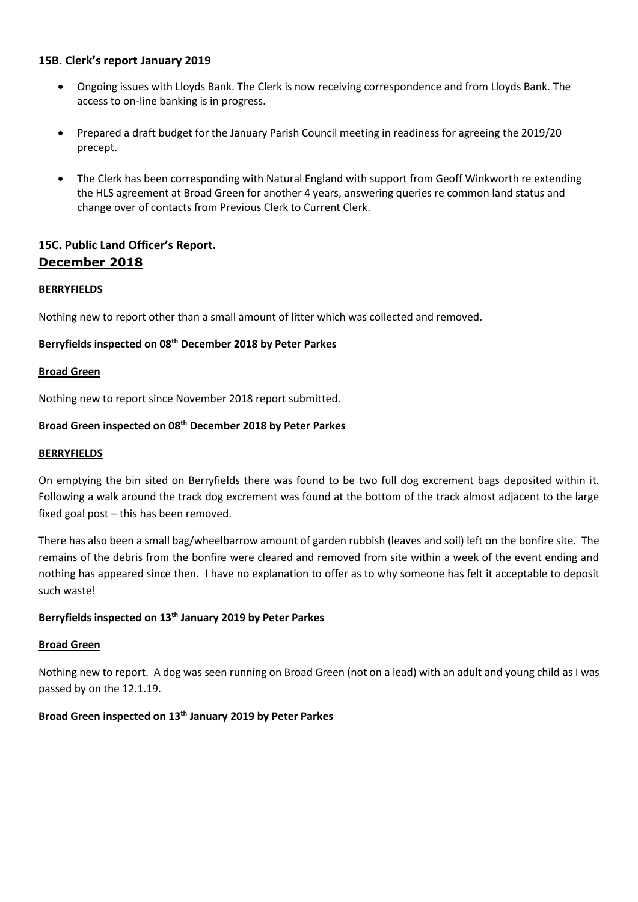### 15B. Clerk's report January 2019

- Ongoing issues with Lloyds Bank. The Clerk is now receiving correspondence and from Lloyds Bank. The access to on-line banking is in progress.
- Prepared a draft budget for the January Parish Council meeting in readiness for agreeing the 2019/20 precept.
- The Clerk has been corresponding with Natural England with support from Geoff Winkworth re extending the HLS agreement at Broad Green for another 4 years, answering queries re common land status and change over of contacts from Previous Clerk to Current Clerk.

### 15C. Public Land Officer's Report.

## December 2018

**BERRYFIELDS**

Nothing new to report other than a small amount of litter which was collected and removed.

**Berryfields inspected on 08th December 2018 by Peter Parkes**

**Broad Green**

Nothing new to report since November 2018 report submitted.

**Broad Green inspected on 08th December 2018 by Peter Parkes**

**BERRYFIELDS**

On emptying the bin sited on Berryfields there was found to be two full dog excrement bags deposited within it. Following a walk around the track dog excrement was found at the bottom of the track almost adjacent to the large fixed goal post – this has been removed.

There has also been a small bag/wheelbarrow amount of garden rubbish (leaves and soil) left on the bonfire site. The remains of the debris from the bonfire were cleared and removed from site within a week of the event ending and nothing has appeared since then. I have no explanation to offer as to why someone has felt it acceptable to deposit such waste!

**Berryfields inspected on 13th January 2019 by Peter Parkes**

**Broad Green**

Nothing new to report. A dog was seen running on Broad Green (not on a lead) with an adult and young child as I was passed by on the 12.1.19.

**Broad Green inspected on 13th January 2019 by Peter Parkes**